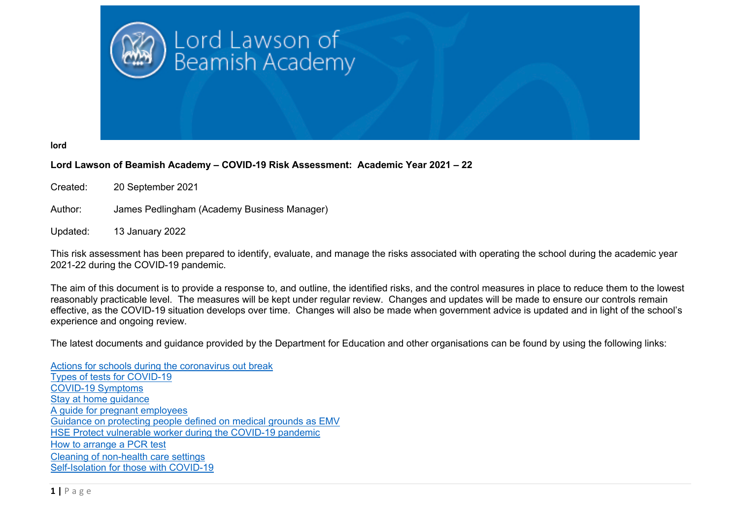**lord**

**Lord Lawson of Beamish Academy – COVID-19 Risk Assessment: Academic Year 2021 – 22**

Created: 20 September 2021

Author: James Pedlingham (Academy Business Manager)

Updated: 13 January 2022

This risk assessment has been prepared to identify, evaluate, and manage the risks associated with operating the school during the academic year 2021-22 during the COVID-19 pandemic.

The aim of this document is to provide a response to, and outline, the identified risks, and the control measures in place to reduce them to the lowest reasonably practicable level. The measures will be kept under regular review. Changes and updates will be made to ensure our controls remain effective, as the COVID-19 situation develops over time. Changes will also be made when government advice is updated and in light of the school's experience and ongoing review.

The latest documents and guidance provided by the Department for Education and other organisations can be found by using the following links:

Actions for schools during the coronavirus out break
Types of tests for COVID-19
COVID-19 Symptoms
Stay at home guidance
A guide for pregnant employees
Guidance on protecting people defined on medical grounds as EMV
HSE Protect vulnerable worker during the COVID-19 pandemic
How to arrange a PCR test
Cleaning of non-health care settings
Self-Isolation for those with COVID-19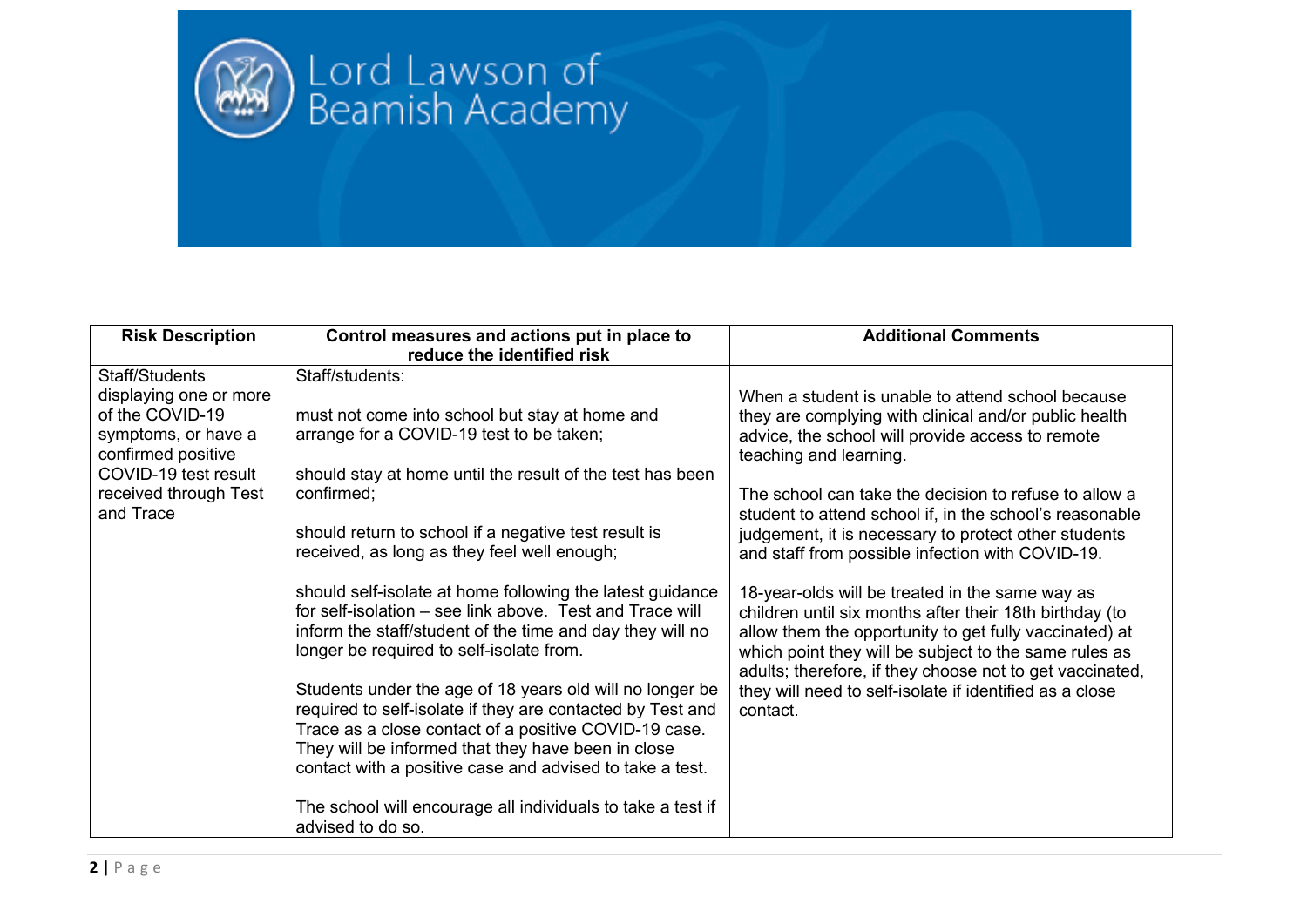Lord Lawson of Beamish Academy

| Risk Description | Control measures and actions put in place to reduce the identified risk | Additional Comments |
|---|---|---|
| Staff/Students displaying one or more of the COVID-19 symptoms, or have a confirmed positive COVID-19 test result received through Test and Trace | Staff/students:<br><br>must not come into school but stay at home and arrange for a COVID-19 test to be taken;<br><br>should stay at home until the result of the test has been confirmed;<br><br>should return to school if a negative test result is received, as long as they feel well enough;<br><br>should self-isolate at home following the latest guidance for self-isolation – see link above. Test and Trace will inform the staff/student of the time and day they will no longer be required to self-isolate from.<br><br>Students under the age of 18 years old will no longer be required to self-isolate if they are contacted by Test and Trace as a close contact of a positive COVID-19 case. They will be informed that they have been in close contact with a positive case and advised to take a test.<br><br>The school will encourage all individuals to take a test if advised to do so. | When a student is unable to attend school because they are complying with clinical and/or public health advice, the school will provide access to remote teaching and learning.<br><br>The school can take the decision to refuse to allow a student to attend school if, in the school's reasonable judgement, it is necessary to protect other students and staff from possible infection with COVID-19.<br><br>18-year-olds will be treated in the same way as children until six months after their 18th birthday (to allow them the opportunity to get fully vaccinated) at which point they will be subject to the same rules as adults; therefore, if they choose not to get vaccinated, they will need to self-isolate if identified as a close contact. |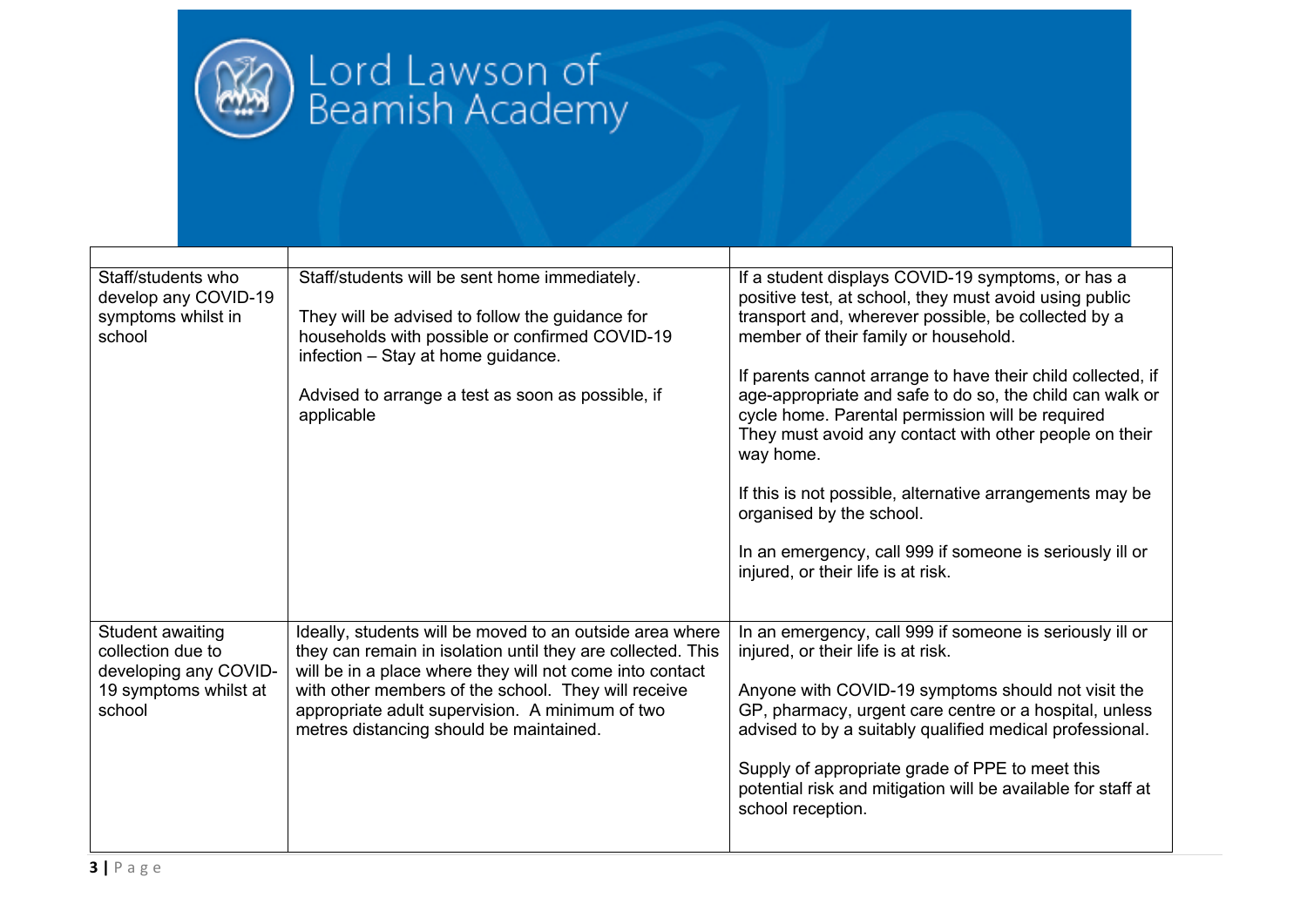| | | |
|---|---|---|
| Staff/students who develop any COVID-19 symptoms whilst in school | Staff/students will be sent home immediately.<br><br>They will be advised to follow the guidance for households with possible or confirmed COVID-19 infection – Stay at home guidance.<br><br>Advised to arrange a test as soon as possible, if applicable | If a student displays COVID-19 symptoms, or has a positive test, at school, they must avoid using public transport and, wherever possible, be collected by a member of their family or household.<br><br>If parents cannot arrange to have their child collected, if age-appropriate and safe to do so, the child can walk or cycle home. Parental permission will be required They must avoid any contact with other people on their way home.<br><br>If this is not possible, alternative arrangements may be organised by the school.<br><br>In an emergency, call 999 if someone is seriously ill or injured, or their life is at risk. |
| Student awaiting collection due to developing any COVID-19 symptoms whilst at school | Ideally, students will be moved to an outside area where they can remain in isolation until they are collected. This will be in a place where they will not come into contact with other members of the school. They will receive appropriate adult supervision. A minimum of two metres distancing should be maintained. | In an emergency, call 999 if someone is seriously ill or injured, or their life is at risk.<br><br>Anyone with COVID-19 symptoms should not visit the GP, pharmacy, urgent care centre or a hospital, unless advised to by a suitably qualified medical professional.<br><br>Supply of appropriate grade of PPE to meet this potential risk and mitigation will be available for staff at school reception. |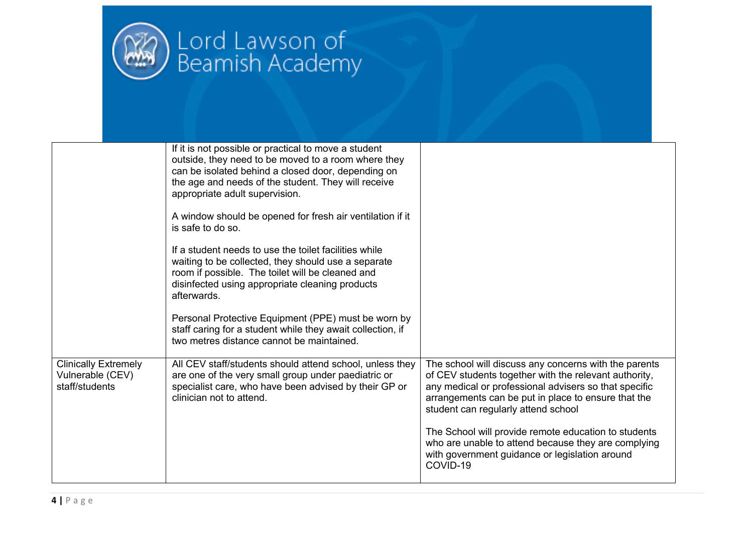| | | |
|---|---|---|
| | If it is not possible or practical to move a student outside, they need to be moved to a room where they can be isolated behind a closed door, depending on the age and needs of the student. They will receive appropriate adult supervision.<br><br>A window should be opened for fresh air ventilation if it is safe to do so.<br><br>If a student needs to use the toilet facilities while waiting to be collected, they should use a separate room if possible. The toilet will be cleaned and disinfected using appropriate cleaning products afterwards.<br><br>Personal Protective Equipment (PPE) must be worn by staff caring for a student while they await collection, if two metres distance cannot be maintained. | |
| Clinically Extremely Vulnerable (CEV) staff/students | All CEV staff/students should attend school, unless they are one of the very small group under paediatric or specialist care, who have been advised by their GP or clinician not to attend. | The school will discuss any concerns with the parents of CEV students together with the relevant authority, any medical or professional advisers so that specific arrangements can be put in place to ensure that the student can regularly attend school<br><br>The School will provide remote education to students who are unable to attend because they are complying with government guidance or legislation around COVID-19 |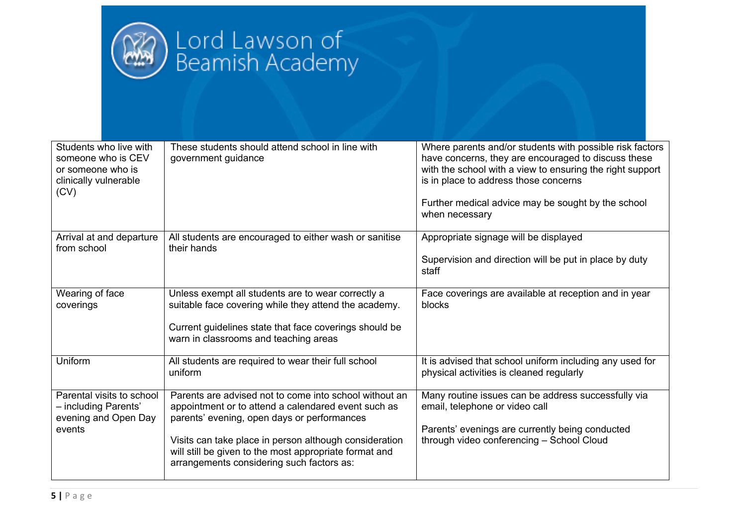| | | |
|---|---|---|
| Students who live with someone who is CEV or someone who is clinically vulnerable (CV) | These students should attend school in line with government guidance | Where parents and/or students with possible risk factors have concerns, they are encouraged to discuss these with the school with a view to ensuring the right support is in place to address those concerns<br><br>Further medical advice may be sought by the school when necessary |
| Arrival at and departure from school | All students are encouraged to either wash or sanitise their hands | Appropriate signage will be displayed<br><br>Supervision and direction will be put in place by duty staff |
| Wearing of face coverings | Unless exempt all students are to wear correctly a suitable face covering while they attend the academy.<br><br>Current guidelines state that face coverings should be warn in classrooms and teaching areas | Face coverings are available at reception and in year blocks |
| Uniform | All students are required to wear their full school uniform | It is advised that school uniform including any used for physical activities is cleaned regularly |
| Parental visits to school – including Parents' evening and Open Day events | Parents are advised not to come into school without an appointment or to attend a calendared event such as parents' evening, open days or performances<br><br>Visits can take place in person although consideration will still be given to the most appropriate format and arrangements considering such factors as: | Many routine issues can be address successfully via email, telephone or video call<br><br>Parents' evenings are currently being conducted through video conferencing – School Cloud |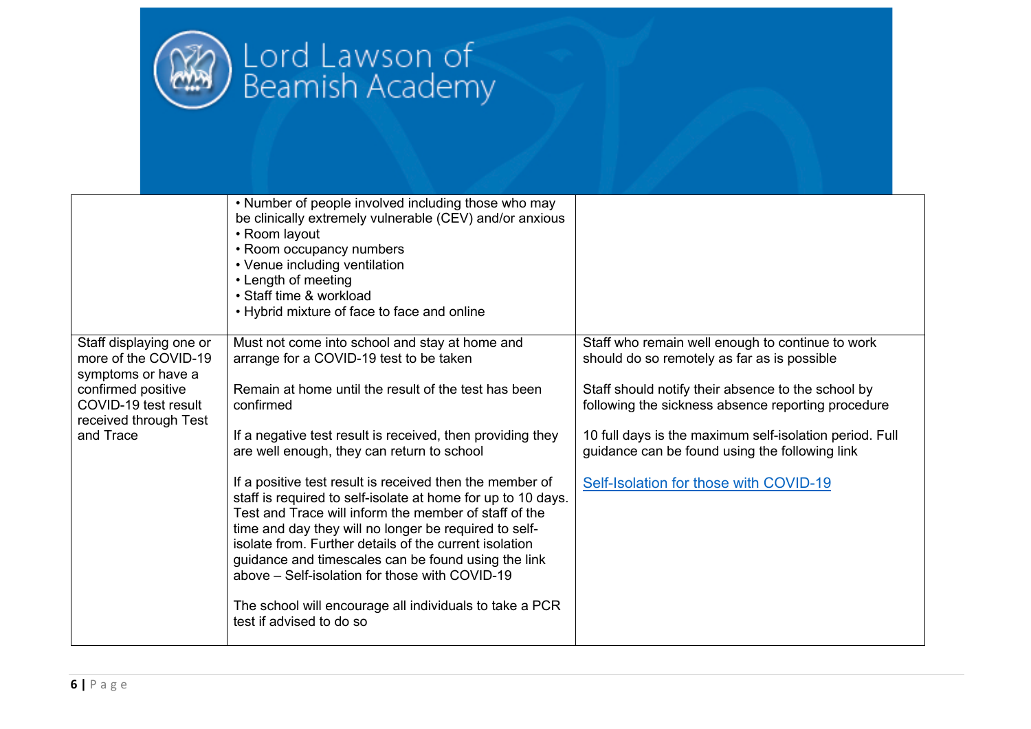| | | |
|---|---|---|
| | • Number of people involved including those who may be clinically extremely vulnerable (CEV) and/or anxious<br>• Room layout<br>• Room occupancy numbers<br>• Venue including ventilation<br>• Length of meeting<br>• Staff time & workload<br>• Hybrid mixture of face to face and online | |
| Staff displaying one or more of the COVID-19 symptoms or have a confirmed positive COVID-19 test result received through Test and Trace | Must not come into school and stay at home and arrange for a COVID-19 test to be taken<br><br>Remain at home until the result of the test has been confirmed<br><br>If a negative test result is received, then providing they are well enough, they can return to school<br><br>If a positive test result is received then the member of staff is required to self-isolate at home for up to 10 days. Test and Trace will inform the member of staff of the time and day they will no longer be required to self-isolate from. Further details of the current isolation guidance and timescales can be found using the link above – Self-isolation for those with COVID-19<br><br>The school will encourage all individuals to take a PCR test if advised to do so | Staff who remain well enough to continue to work should do so remotely as far as is possible<br><br>Staff should notify their absence to the school by following the sickness absence reporting procedure<br><br>10 full days is the maximum self-isolation period. Full guidance can be found using the following link<br><br>Self-Isolation for those with COVID-19 |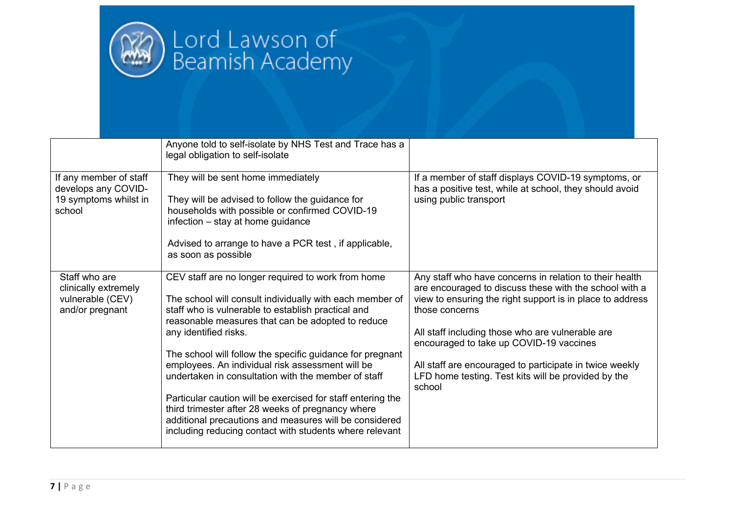| | | |
|---|---|---|
| | Anyone told to self-isolate by NHS Test and Trace has a legal obligation to self-isolate | |
| If any member of staff develops any COVID-19 symptoms whilst in school | They will be sent home immediately<br><br>They will be advised to follow the guidance for households with possible or confirmed COVID-19 infection – stay at home guidance<br><br>Advised to arrange to have a PCR test , if applicable, as soon as possible | If a member of staff displays COVID-19 symptoms, or has a positive test, while at school, they should avoid using public transport |
| Staff who are clinically extremely vulnerable (CEV) and/or pregnant | CEV staff are no longer required to work from home<br><br>The school will consult individually with each member of staff who is vulnerable to establish practical and reasonable measures that can be adopted to reduce any identified risks.<br><br>The school will follow the specific guidance for pregnant employees. An individual risk assessment will be undertaken in consultation with the member of staff<br><br>Particular caution will be exercised for staff entering the third trimester after 28 weeks of pregnancy where additional precautions and measures will be considered including reducing contact with students where relevant | Any staff who have concerns in relation to their health are encouraged to discuss these with the school with a view to ensuring the right support is in place to address those concerns<br><br>All staff including those who are vulnerable are encouraged to take up COVID-19 vaccines<br><br>All staff are encouraged to participate in twice weekly LFD home testing. Test kits will be provided by the school |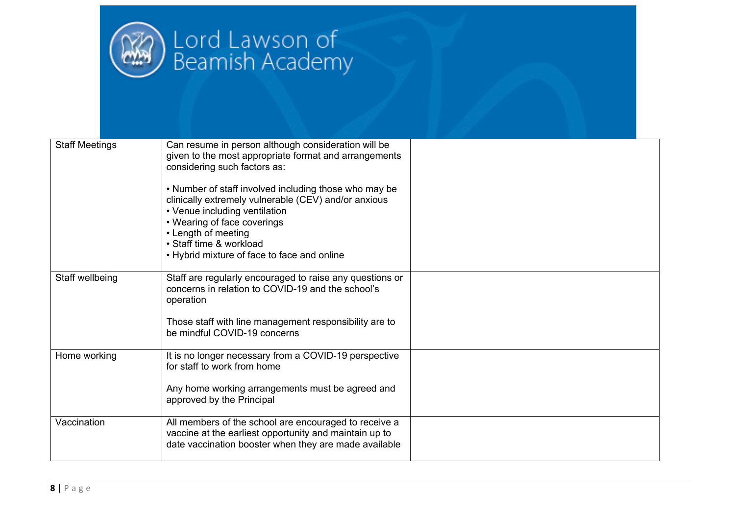| Staff Meetings | Can resume in person although consideration will be given to the most appropriate format and arrangements considering such factors as:<br><br>• Number of staff involved including those who may be clinically extremely vulnerable (CEV) and/or anxious<br>• Venue including ventilation<br>• Wearing of face coverings<br>• Length of meeting<br>• Staff time & workload<br>• Hybrid mixture of face to face and online | |
|---|---|---|
| Staff wellbeing | Staff are regularly encouraged to raise any questions or concerns in relation to COVID-19 and the school's operation<br><br>Those staff with line management responsibility are to be mindful COVID-19 concerns | |
| Home working | It is no longer necessary from a COVID-19 perspective for staff to work from home<br><br>Any home working arrangements must be agreed and approved by the Principal | |
| Vaccination | All members of the school are encouraged to receive a vaccine at the earliest opportunity and maintain up to date vaccination booster when they are made available | |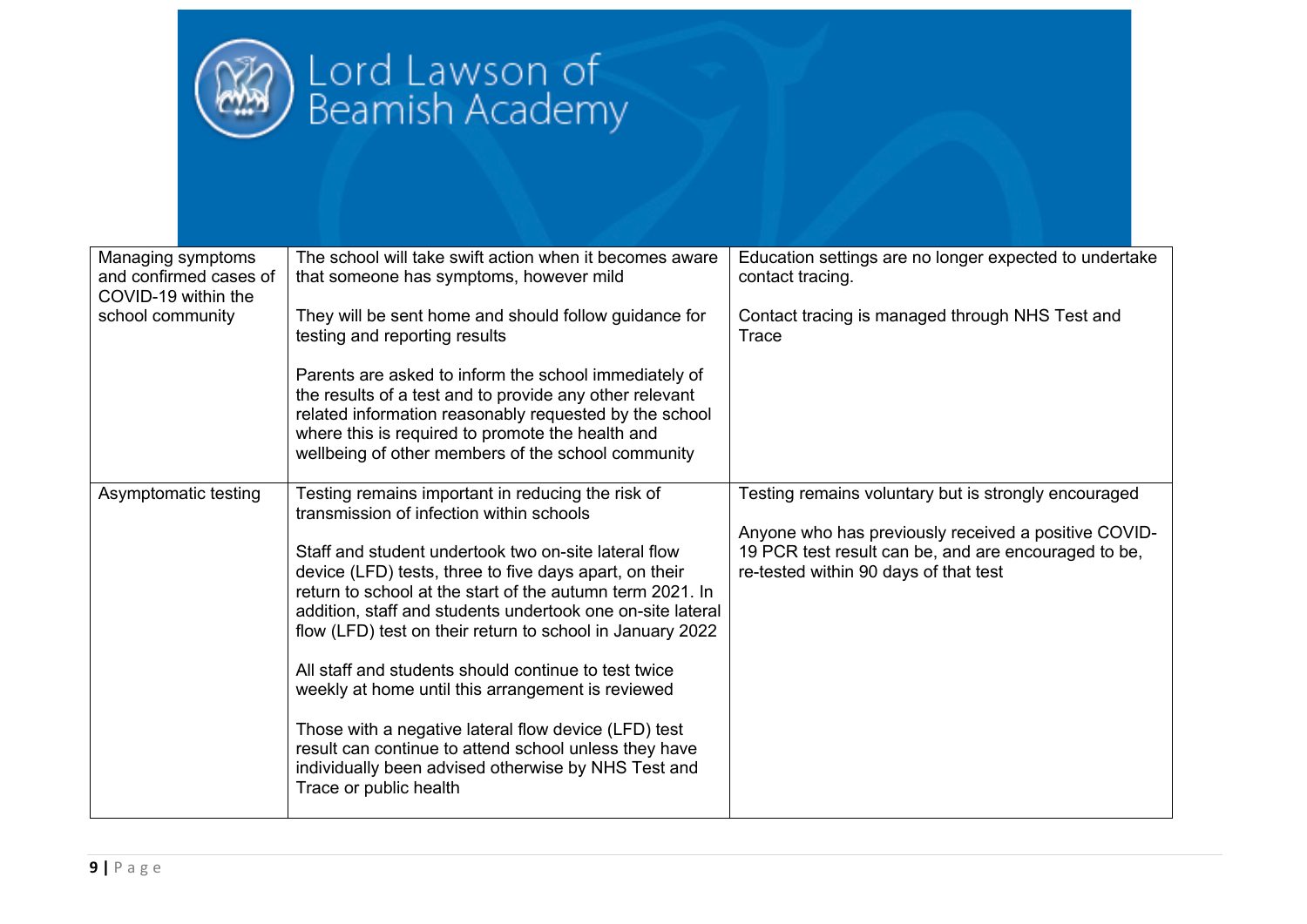| Managing symptoms and confirmed cases of COVID-19 within the school community | The school will take swift action when it becomes aware that someone has symptoms, however mild<br><br>They will be sent home and should follow guidance for testing and reporting results<br><br>Parents are asked to inform the school immediately of the results of a test and to provide any other relevant related information reasonably requested by the school where this is required to promote the health and wellbeing of other members of the school community | Education settings are no longer expected to undertake contact tracing.<br><br>Contact tracing is managed through NHS Test and Trace |
|---|---|---|
| Asymptomatic testing | Testing remains important in reducing the risk of transmission of infection within schools<br><br>Staff and student undertook two on-site lateral flow device (LFD) tests, three to five days apart, on their return to school at the start of the autumn term 2021. In addition, staff and students undertook one on-site lateral flow (LFD) test on their return to school in January 2022<br><br>All staff and students should continue to test twice weekly at home until this arrangement is reviewed<br><br>Those with a negative lateral flow device (LFD) test result can continue to attend school unless they have individually been advised otherwise by NHS Test and Trace or public health | Testing remains voluntary but is strongly encouraged<br><br>Anyone who has previously received a positive COVID-19 PCR test result can be, and are encouraged to be, re-tested within 90 days of that test |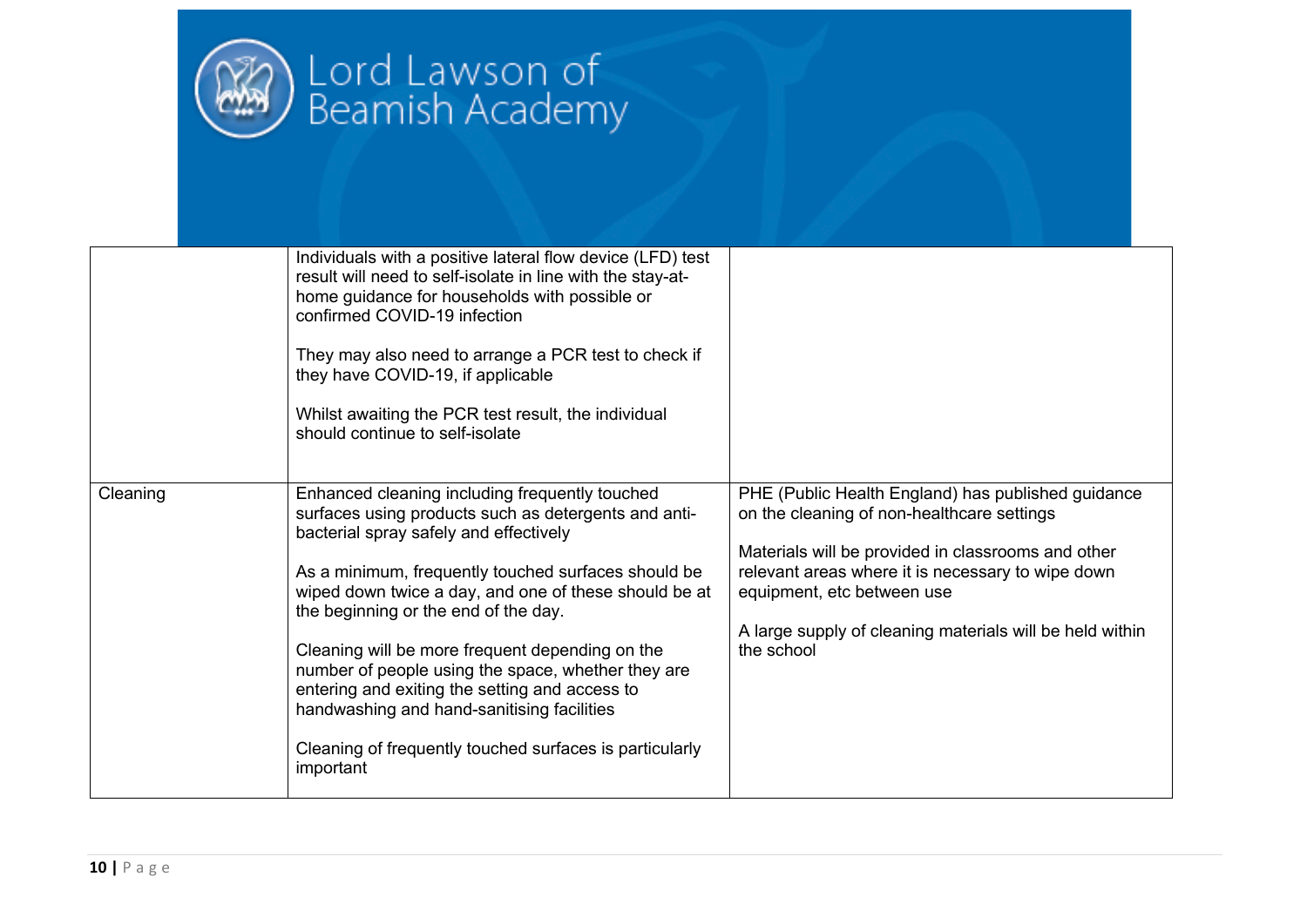| | | |
|---|---|---|
| | Individuals with a positive lateral flow device (LFD) test result will need to self-isolate in line with the stay-at-home guidance for households with possible or confirmed COVID-19 infection<br><br>They may also need to arrange a PCR test to check if they have COVID-19, if applicable<br><br>Whilst awaiting the PCR test result, the individual should continue to self-isolate | |
| Cleaning | Enhanced cleaning including frequently touched surfaces using products such as detergents and anti-bacterial spray safely and effectively<br><br>As a minimum, frequently touched surfaces should be wiped down twice a day, and one of these should be at the beginning or the end of the day.<br><br>Cleaning will be more frequent depending on the number of people using the space, whether they are entering and exiting the setting and access to handwashing and hand-sanitising facilities<br><br>Cleaning of frequently touched surfaces is particularly important | PHE (Public Health England) has published guidance on the cleaning of non-healthcare settings<br><br>Materials will be provided in classrooms and other relevant areas where it is necessary to wipe down equipment, etc between use<br><br>A large supply of cleaning materials will be held within the school |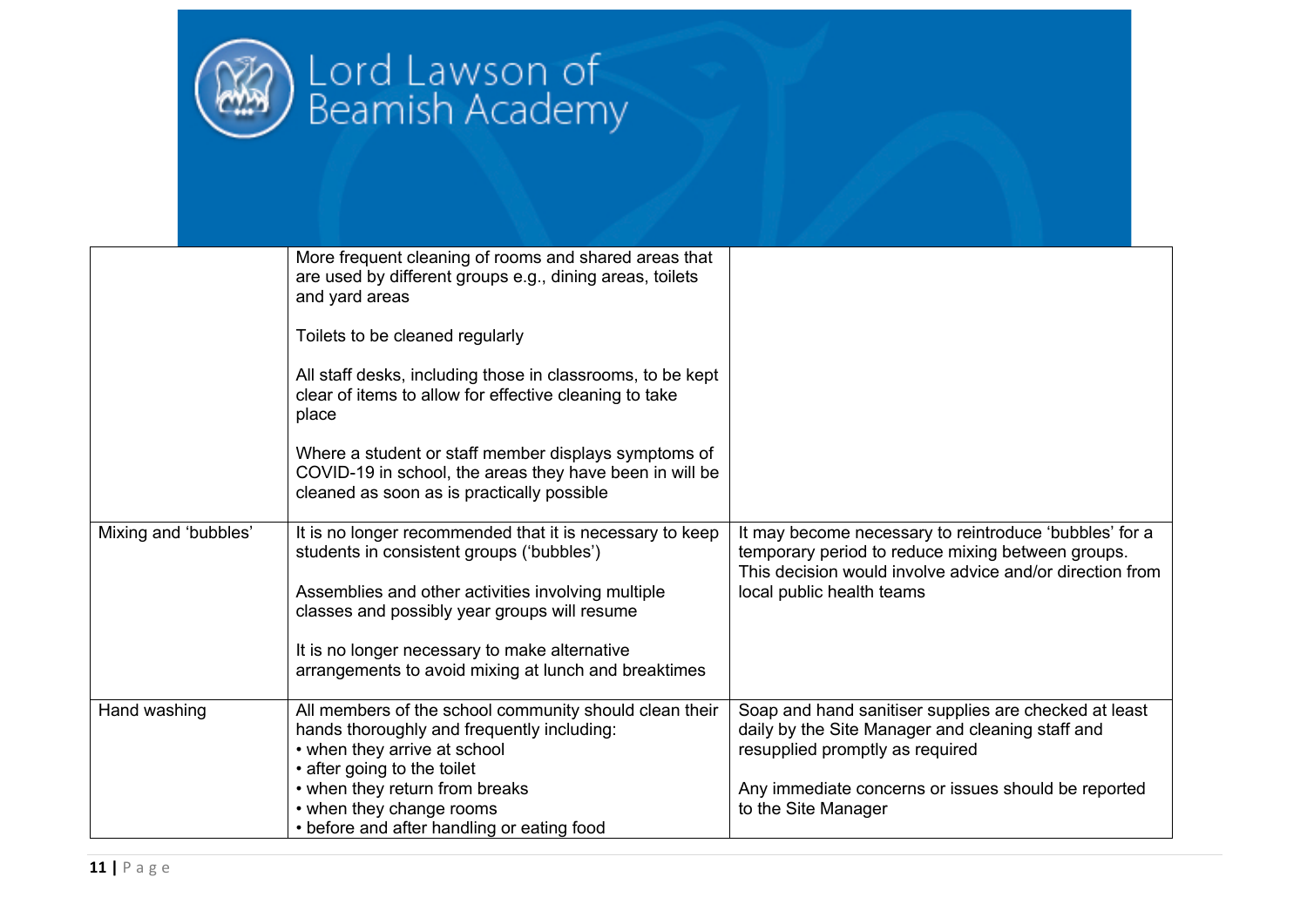|  |  |  |
|---|---|---|
|  | More frequent cleaning of rooms and shared areas that are used by different groups e.g., dining areas, toilets and yard areas<br><br>Toilets to be cleaned regularly<br><br>All staff desks, including those in classrooms, to be kept clear of items to allow for effective cleaning to take place<br><br>Where a student or staff member displays symptoms of COVID-19 in school, the areas they have been in will be cleaned as soon as is practically possible |  |
| Mixing and 'bubbles' | It is no longer recommended that it is necessary to keep students in consistent groups ('bubbles')<br><br>Assemblies and other activities involving multiple classes and possibly year groups will resume<br><br>It is no longer necessary to make alternative arrangements to avoid mixing at lunch and breaktimes | It may become necessary to reintroduce 'bubbles' for a temporary period to reduce mixing between groups. This decision would involve advice and/or direction from local public health teams |
| Hand washing | All members of the school community should clean their hands thoroughly and frequently including:<br>• when they arrive at school<br>• after going to the toilet<br>• when they return from breaks<br>• when they change rooms<br>• before and after handling or eating food | Soap and hand sanitiser supplies are checked at least daily by the Site Manager and cleaning staff and resupplied promptly as required<br><br>Any immediate concerns or issues should be reported to the Site Manager |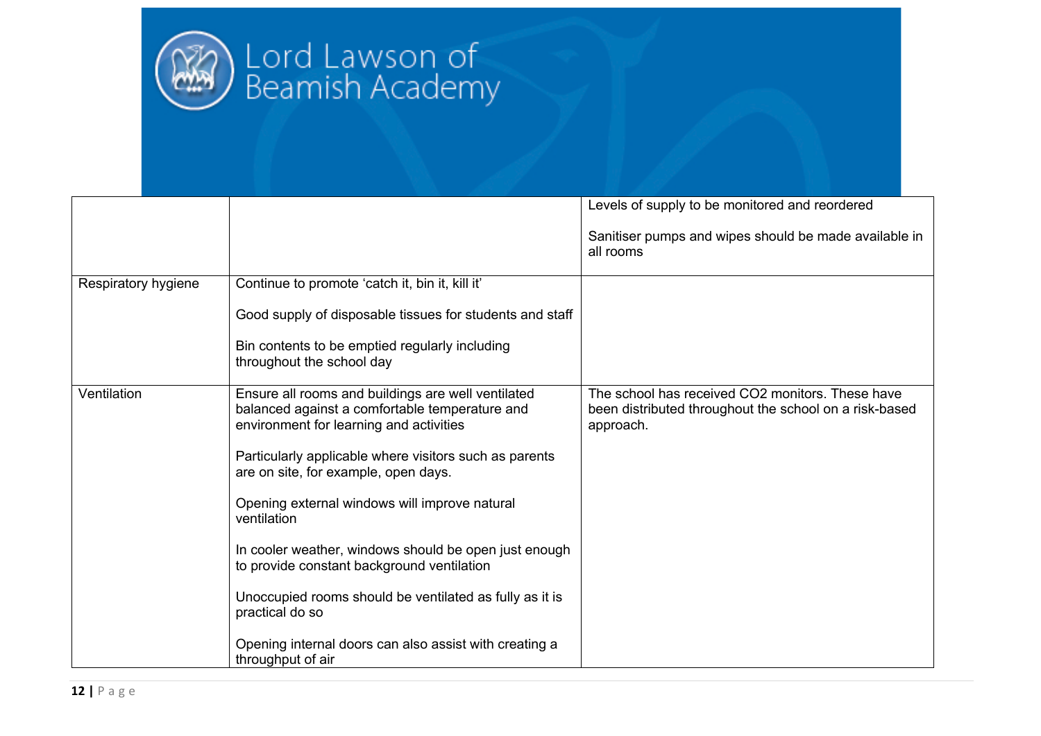| | | |
|---|---|---|
| | | Levels of supply to be monitored and reordered<br><br>Sanitiser pumps and wipes should be made available in all rooms |
| Respiratory hygiene | Continue to promote 'catch it, bin it, kill it'<br><br>Good supply of disposable tissues for students and staff<br><br>Bin contents to be emptied regularly including throughout the school day | |
| Ventilation | Ensure all rooms and buildings are well ventilated balanced against a comfortable temperature and environment for learning and activities<br><br>Particularly applicable where visitors such as parents are on site, for example, open days.<br><br>Opening external windows will improve natural ventilation<br><br>In cooler weather, windows should be open just enough to provide constant background ventilation<br><br>Unoccupied rooms should be ventilated as fully as it is practical do so<br><br>Opening internal doors can also assist with creating a throughput of air | The school has received $CO_2$ monitors. These have been distributed throughout the school on a risk-based approach. |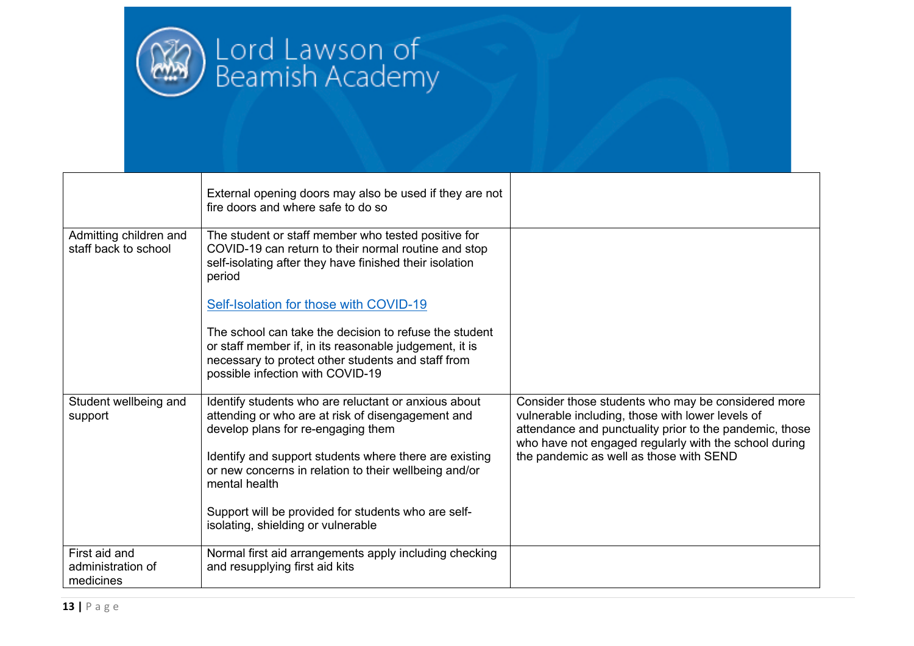| | | |
|---|---|---|
| | External opening doors may also be used if they are not fire doors and where safe to do so | |
| Admitting children and staff back to school | The student or staff member who tested positive for COVID-19 can return to their normal routine and stop self-isolating after they have finished their isolation period<br><br>[Self-Isolation for those with COVID-19]<br><br>The school can take the decision to refuse the student or staff member if, in its reasonable judgement, it is necessary to protect other students and staff from possible infection with COVID-19 | |
| Student wellbeing and support | Identify students who are reluctant or anxious about attending or who are at risk of disengagement and develop plans for re-engaging them<br><br>Identify and support students where there are existing or new concerns in relation to their wellbeing and/or mental health<br><br>Support will be provided for students who are self-isolating, shielding or vulnerable | Consider those students who may be considered more vulnerable including, those with lower levels of attendance and punctuality prior to the pandemic, those who have not engaged regularly with the school during the pandemic as well as those with SEND |
| First aid and administration of medicines | Normal first aid arrangements apply including checking and resupplying first aid kits | |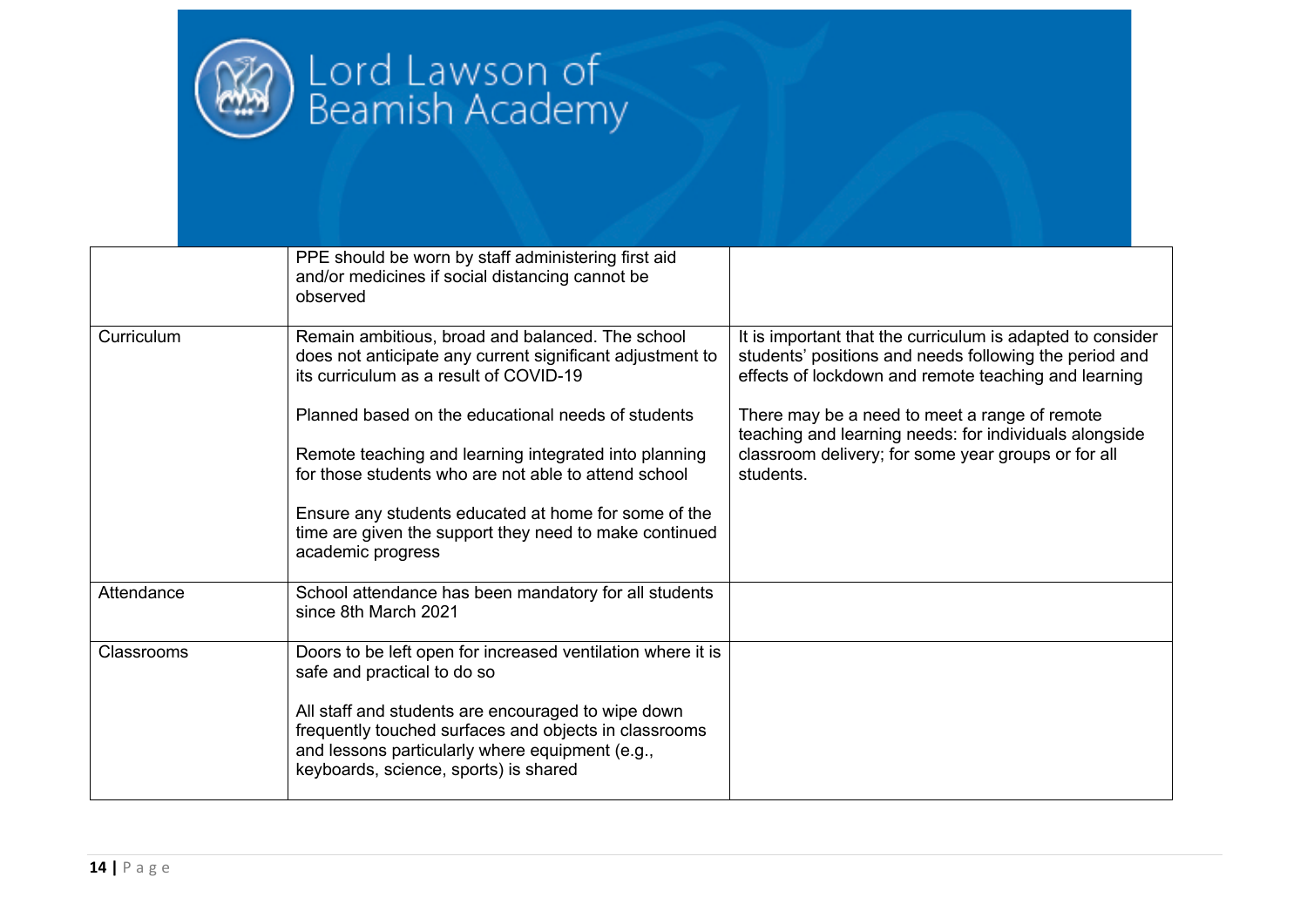|  |  |  |
|---|---|---|
|  | PPE should be worn by staff administering first aid and/or medicines if social distancing cannot be observed |  |
| Curriculum | Remain ambitious, broad and balanced. The school does not anticipate any current significant adjustment to its curriculum as a result of COVID-19<br><br>Planned based on the educational needs of students<br><br>Remote teaching and learning integrated into planning for those students who are not able to attend school<br><br>Ensure any students educated at home for some of the time are given the support they need to make continued academic progress | It is important that the curriculum is adapted to consider students' positions and needs following the period and effects of lockdown and remote teaching and learning<br><br>There may be a need to meet a range of remote teaching and learning needs: for individuals alongside classroom delivery; for some year groups or for all students. |
| Attendance | School attendance has been mandatory for all students since 8th March 2021 |  |
| Classrooms | Doors to be left open for increased ventilation where it is safe and practical to do so<br><br>All staff and students are encouraged to wipe down frequently touched surfaces and objects in classrooms and lessons particularly where equipment (e.g., keyboards, science, sports) is shared |  |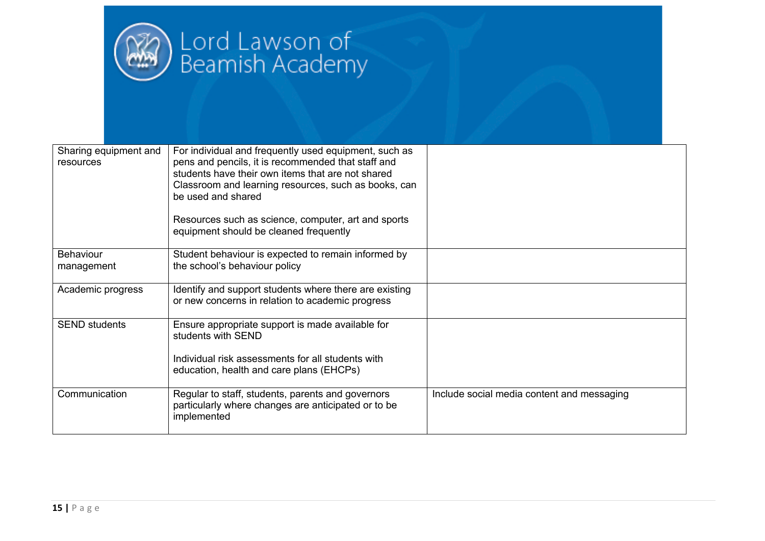| | | |
|---|---|---|
| Sharing equipment and resources | For individual and frequently used equipment, such as pens and pencils, it is recommended that staff and students have their own items that are not shared Classroom and learning resources, such as books, can be used and shared<br><br>Resources such as science, computer, art and sports equipment should be cleaned frequently | |
| Behaviour management | Student behaviour is expected to remain informed by the school's behaviour policy | |
| Academic progress | Identify and support students where there are existing or new concerns in relation to academic progress | |
| SEND students | Ensure appropriate support is made available for students with SEND<br><br>Individual risk assessments for all students with education, health and care plans (EHCPs) | |
| Communication | Regular to staff, students, parents and governors particularly where changes are anticipated or to be implemented | Include social media content and messaging |